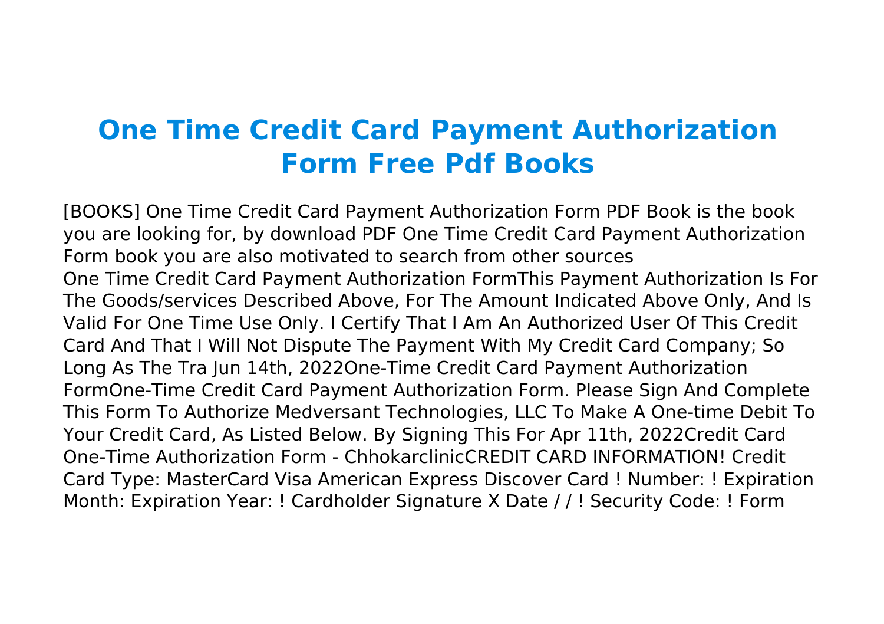# One Time Credit Card Payment Authorization Form Free Pdf Books

[BOOKS] One Time Credit Card Payment Authorization Form PDF Book is the book you are looking for, by download PDF One Time Credit Card Payment Authorization Form book you are also motivated to search from other sources

One Time Credit Card Payment Authorization FormThis Payment Authorization Is For The Goods/services Described Above, For The Amount Indicated Above Only, And Is Valid For One Time Use Only. I Certify That I Am An Authorized User Of This Credit Card And That I Will Not Dispute The Payment With My Credit Card Company; So Long As The Tra Jun 14th, 2022One-Time Credit Card Payment Authorization FormOne-Time Credit Card Payment Authorization Form. Please Sign And Complete This Form To Authorize Medversant Technologies, LLC To Make A One-time Debit To Your Credit Card, As Listed Below. By Signing This For Apr 11th, 2022Credit Card One-Time Authorization Form - ChhokarclinicCREDIT CARD INFORMATION! Credit Card Type: MasterCard Visa American Express Discover Card ! Number: ! Expiration Month: Expiration Year: ! Cardholder Signature X Date / / ! Security Code: ! Form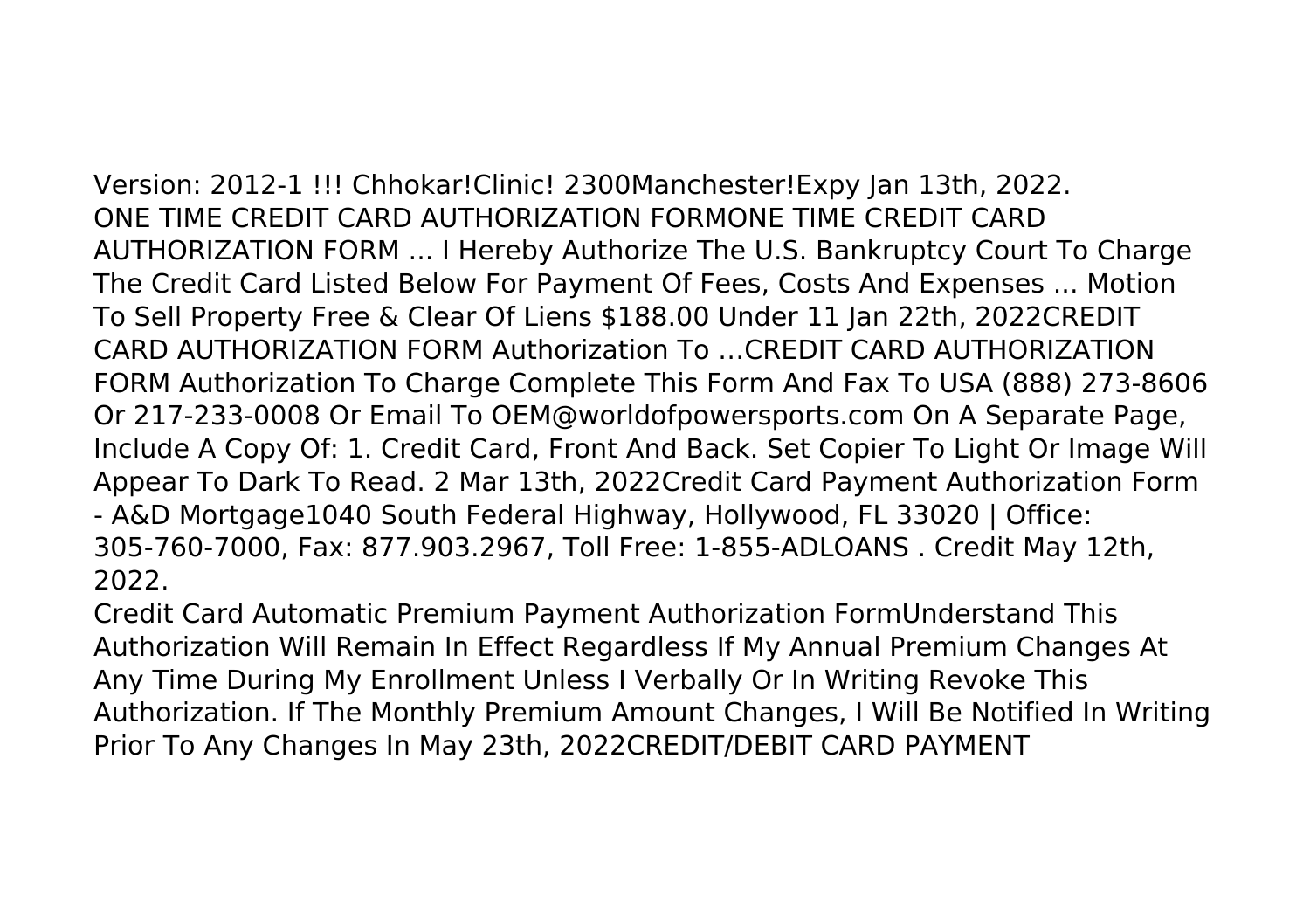Version: 2012-1 !!! Chhokar!Clinic! 2300Manchester!Expy Jan 13th, 2022.
ONE TIME CREDIT CARD AUTHORIZATION FORMONE TIME CREDIT CARD AUTHORIZATION FORM ... I Hereby Authorize The U.S. Bankruptcy Court To Charge The Credit Card Listed Below For Payment Of Fees, Costs And Expenses ... Motion To Sell Property Free & Clear Of Liens $188.00 Under 11 Jan 22th, 2022CREDIT CARD AUTHORIZATION FORM Authorization To …CREDIT CARD AUTHORIZATION FORM Authorization To Charge Complete This Form And Fax To USA (888) 273-8606 Or 217-233-0008 Or Email To OEM@worldofpowersports.com On A Separate Page, Include A Copy Of: 1. Credit Card, Front And Back. Set Copier To Light Or Image Will Appear To Dark To Read. 2 Mar 13th, 2022Credit Card Payment Authorization Form - A&D Mortgage1040 South Federal Highway, Hollywood, FL 33020 | Office: 305-760-7000, Fax: 877.903.2967, Toll Free: 1-855-ADLOANS . Credit May 12th, 2022.

Credit Card Automatic Premium Payment Authorization FormUnderstand This Authorization Will Remain In Effect Regardless If My Annual Premium Changes At Any Time During My Enrollment Unless I Verbally Or In Writing Revoke This Authorization. If The Monthly Premium Amount Changes, I Will Be Notified In Writing Prior To Any Changes In May 23th, 2022CREDIT/DEBIT CARD PAYMENT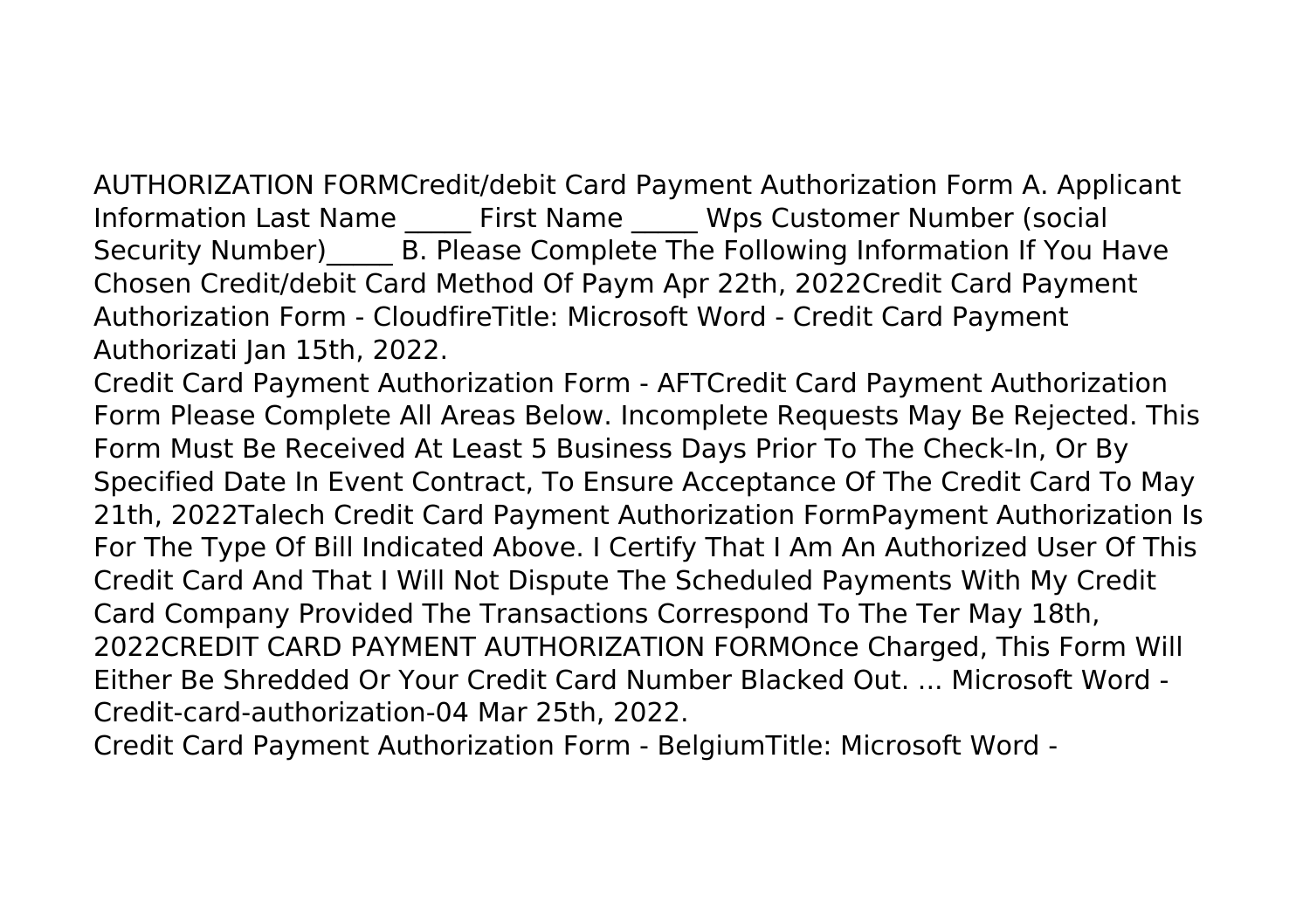AUTHORIZATION FORMCredit/debit Card Payment Authorization Form A. Applicant Information Last Name _____ First Name _____ Wps Customer Number (social Security Number)_____ B. Please Complete The Following Information If You Have Chosen Credit/debit Card Method Of Paym Apr 22th, 2022Credit Card Payment Authorization Form - CloudfireTitle: Microsoft Word - Credit Card Payment Authorizati Jan 15th, 2022.

Credit Card Payment Authorization Form - AFTCredit Card Payment Authorization Form Please Complete All Areas Below. Incomplete Requests May Be Rejected. This Form Must Be Received At Least 5 Business Days Prior To The Check-In, Or By Specified Date In Event Contract, To Ensure Acceptance Of The Credit Card To May 21th, 2022Talech Credit Card Payment Authorization FormPayment Authorization Is For The Type Of Bill Indicated Above. I Certify That I Am An Authorized User Of This Credit Card And That I Will Not Dispute The Scheduled Payments With My Credit Card Company Provided The Transactions Correspond To The Ter May 18th, 2022CREDIT CARD PAYMENT AUTHORIZATION FORMOnce Charged, This Form Will Either Be Shredded Or Your Credit Card Number Blacked Out. ... Microsoft Word - Credit-card-authorization-04 Mar 25th, 2022.

Credit Card Payment Authorization Form - BelgiumTitle: Microsoft Word -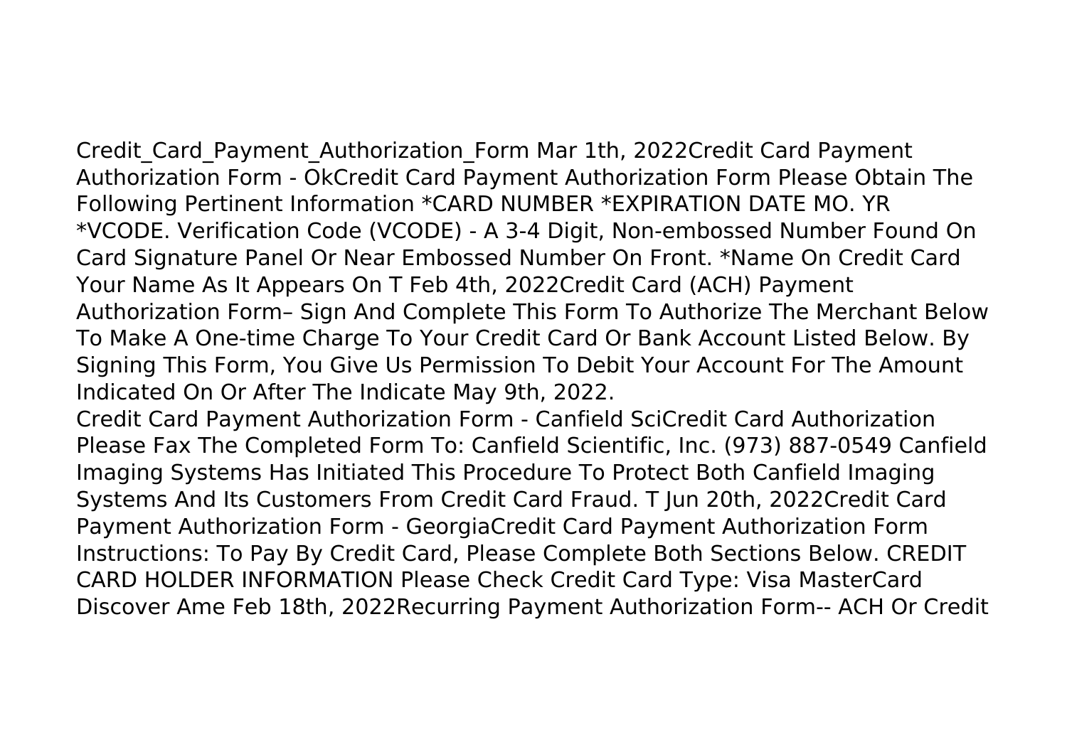Credit_Card_Payment_Authorization_Form Mar 1th, 2022Credit Card Payment Authorization Form - OkCredit Card Payment Authorization Form Please Obtain The Following Pertinent Information *CARD NUMBER *EXPIRATION DATE MO. YR *VCODE. Verification Code (VCODE) - A 3-4 Digit, Non-embossed Number Found On Card Signature Panel Or Near Embossed Number On Front. *Name On Credit Card Your Name As It Appears On T Feb 4th, 2022Credit Card (ACH) Payment Authorization Form– Sign And Complete This Form To Authorize The Merchant Below To Make A One-time Charge To Your Credit Card Or Bank Account Listed Below. By Signing This Form, You Give Us Permission To Debit Your Account For The Amount Indicated On Or After The Indicate May 9th, 2022.

Credit Card Payment Authorization Form - Canfield SciCredit Card Authorization Please Fax The Completed Form To: Canfield Scientific, Inc. (973) 887-0549 Canfield Imaging Systems Has Initiated This Procedure To Protect Both Canfield Imaging Systems And Its Customers From Credit Card Fraud. T Jun 20th, 2022Credit Card Payment Authorization Form - GeorgiaCredit Card Payment Authorization Form Instructions: To Pay By Credit Card, Please Complete Both Sections Below. CREDIT CARD HOLDER INFORMATION Please Check Credit Card Type: Visa MasterCard Discover Ame Feb 18th, 2022Recurring Payment Authorization Form-- ACH Or Credit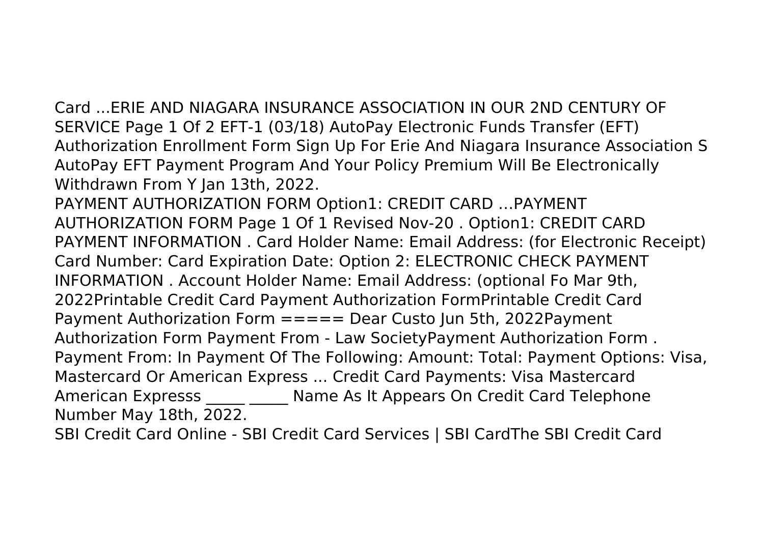Card ...ERIE AND NIAGARA INSURANCE ASSOCIATION IN OUR 2ND CENTURY OF SERVICE Page 1 Of 2 EFT-1 (03/18) AutoPay Electronic Funds Transfer (EFT) Authorization Enrollment Form Sign Up For Erie And Niagara Insurance Association S AutoPay EFT Payment Program And Your Policy Premium Will Be Electronically Withdrawn From Y Jan 13th, 2022.

PAYMENT AUTHORIZATION FORM Option1: CREDIT CARD ...PAYMENT AUTHORIZATION FORM Page 1 Of 1 Revised Nov-20 . Option1: CREDIT CARD PAYMENT INFORMATION . Card Holder Name: Email Address: (for Electronic Receipt) Card Number: Card Expiration Date: Option 2: ELECTRONIC CHECK PAYMENT INFORMATION . Account Holder Name: Email Address: (optional Fo Mar 9th, 2022Printable Credit Card Payment Authorization FormPrintable Credit Card Payment Authorization Form ===== Dear Custo Jun 5th, 2022Payment Authorization Form Payment From - Law SocietyPayment Authorization Form . Payment From: In Payment Of The Following: Amount: Total: Payment Options: Visa, Mastercard Or American Express ... Credit Card Payments: Visa Mastercard American Expresss _____ _____ Name As It Appears On Credit Card Telephone Number May 18th, 2022.

SBI Credit Card Online - SBI Credit Card Services | SBI CardThe SBI Credit Card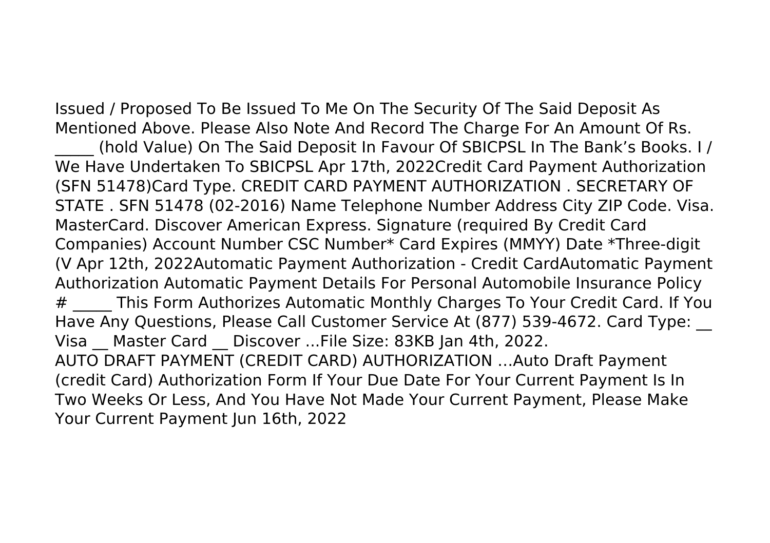Issued / Proposed To Be Issued To Me On The Security Of The Said Deposit As Mentioned Above. Please Also Note And Record The Charge For An Amount Of Rs. _____ (hold Value) On The Said Deposit In Favour Of SBICPSL In The Bank's Books. I / We Have Undertaken To SBICPSL Apr 17th, 2022Credit Card Payment Authorization (SFN 51478)Card Type. CREDIT CARD PAYMENT AUTHORIZATION . SECRETARY OF STATE . SFN 51478 (02-2016) Name Telephone Number Address City ZIP Code. Visa. MasterCard. Discover American Express. Signature (required By Credit Card Companies) Account Number CSC Number* Card Expires (MMYY) Date *Three-digit (V Apr 12th, 2022Automatic Payment Authorization - Credit CardAutomatic Payment Authorization Automatic Payment Details For Personal Automobile Insurance Policy # _____ This Form Authorizes Automatic Monthly Charges To Your Credit Card. If You Have Any Questions, Please Call Customer Service At (877) 539-4672. Card Type: __ Visa __ Master Card __ Discover ...File Size: 83KB Jan 4th, 2022.

AUTO DRAFT PAYMENT (CREDIT CARD) AUTHORIZATION …Auto Draft Payment (credit Card) Authorization Form If Your Due Date For Your Current Payment Is In Two Weeks Or Less, And You Have Not Made Your Current Payment, Please Make Your Current Payment Jun 16th, 2022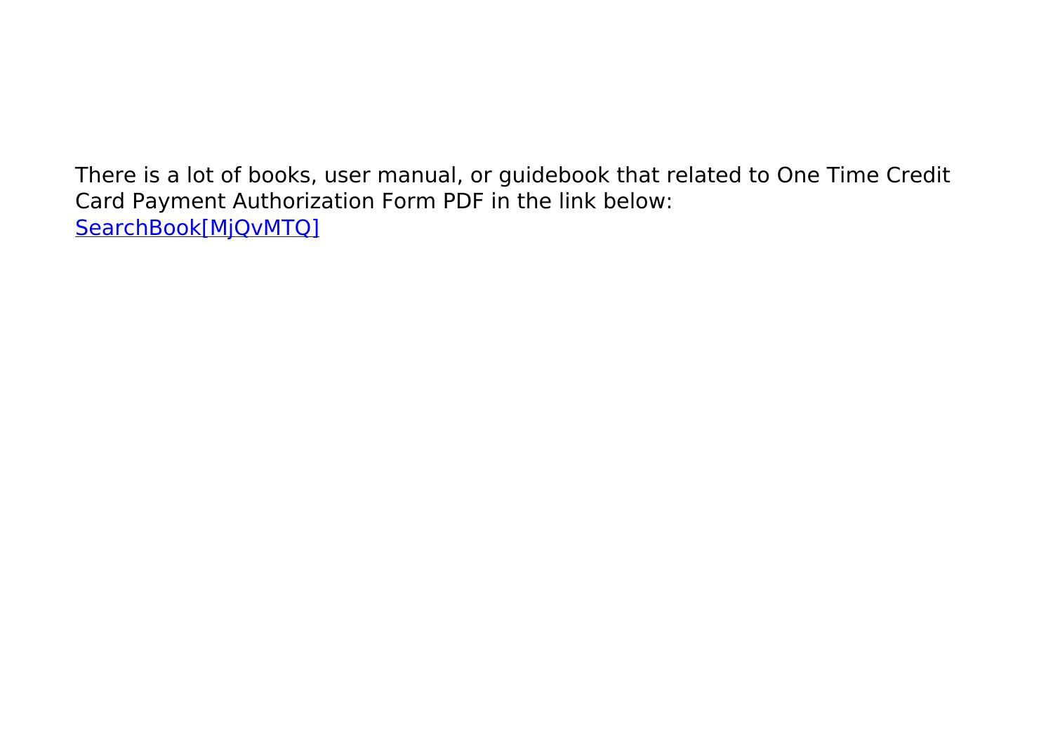There is a lot of books, user manual, or guidebook that related to One Time Credit Card Payment Authorization Form PDF in the link below:
SearchBook[MjQvMTQ]